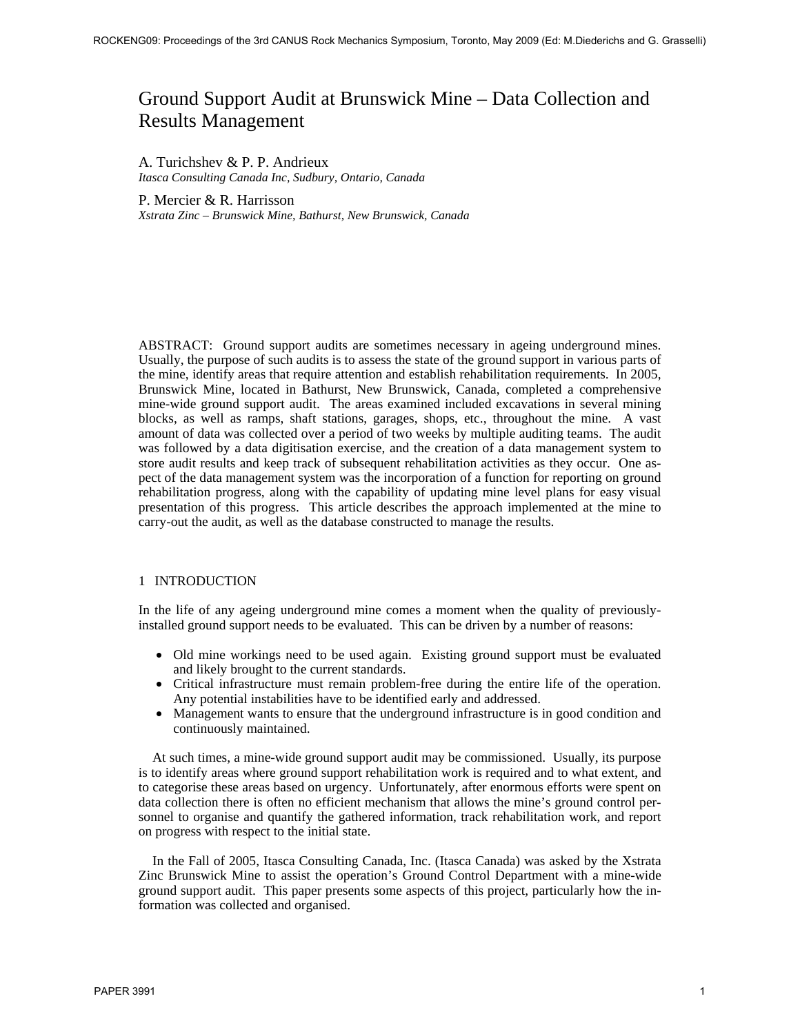# Ground Support Audit at Brunswick Mine – Data Collection and Results Management

A. Turichshev & P. P. Andrieux
*Itasca Consulting Canada Inc, Sudbury, Ontario, Canada*

P. Mercier & R. Harrisson
*Xstrata Zinc – Brunswick Mine, Bathurst, New Brunswick, Canada*

ABSTRACT: Ground support audits are sometimes necessary in ageing underground mines. Usually, the purpose of such audits is to assess the state of the ground support in various parts of the mine, identify areas that require attention and establish rehabilitation requirements. In 2005, Brunswick Mine, located in Bathurst, New Brunswick, Canada, completed a comprehensive mine-wide ground support audit. The areas examined included excavations in several mining blocks, as well as ramps, shaft stations, garages, shops, etc., throughout the mine. A vast amount of data was collected over a period of two weeks by multiple auditing teams. The audit was followed by a data digitisation exercise, and the creation of a data management system to store audit results and keep track of subsequent rehabilitation activities as they occur. One aspect of the data management system was the incorporation of a function for reporting on ground rehabilitation progress, along with the capability of updating mine level plans for easy visual presentation of this progress. This article describes the approach implemented at the mine to carry-out the audit, as well as the database constructed to manage the results.

## 1 INTRODUCTION

In the life of any ageing underground mine comes a moment when the quality of previously-installed ground support needs to be evaluated. This can be driven by a number of reasons:

- Old mine workings need to be used again. Existing ground support must be evaluated and likely brought to the current standards.
- Critical infrastructure must remain problem-free during the entire life of the operation. Any potential instabilities have to be identified early and addressed.
- Management wants to ensure that the underground infrastructure is in good condition and continuously maintained.

At such times, a mine-wide ground support audit may be commissioned. Usually, its purpose is to identify areas where ground support rehabilitation work is required and to what extent, and to categorise these areas based on urgency. Unfortunately, after enormous efforts were spent on data collection there is often no efficient mechanism that allows the mine's ground control personnel to organise and quantify the gathered information, track rehabilitation work, and report on progress with respect to the initial state.

In the Fall of 2005, Itasca Consulting Canada, Inc. (Itasca Canada) was asked by the Xstrata Zinc Brunswick Mine to assist the operation's Ground Control Department with a mine-wide ground support audit. This paper presents some aspects of this project, particularly how the information was collected and organised.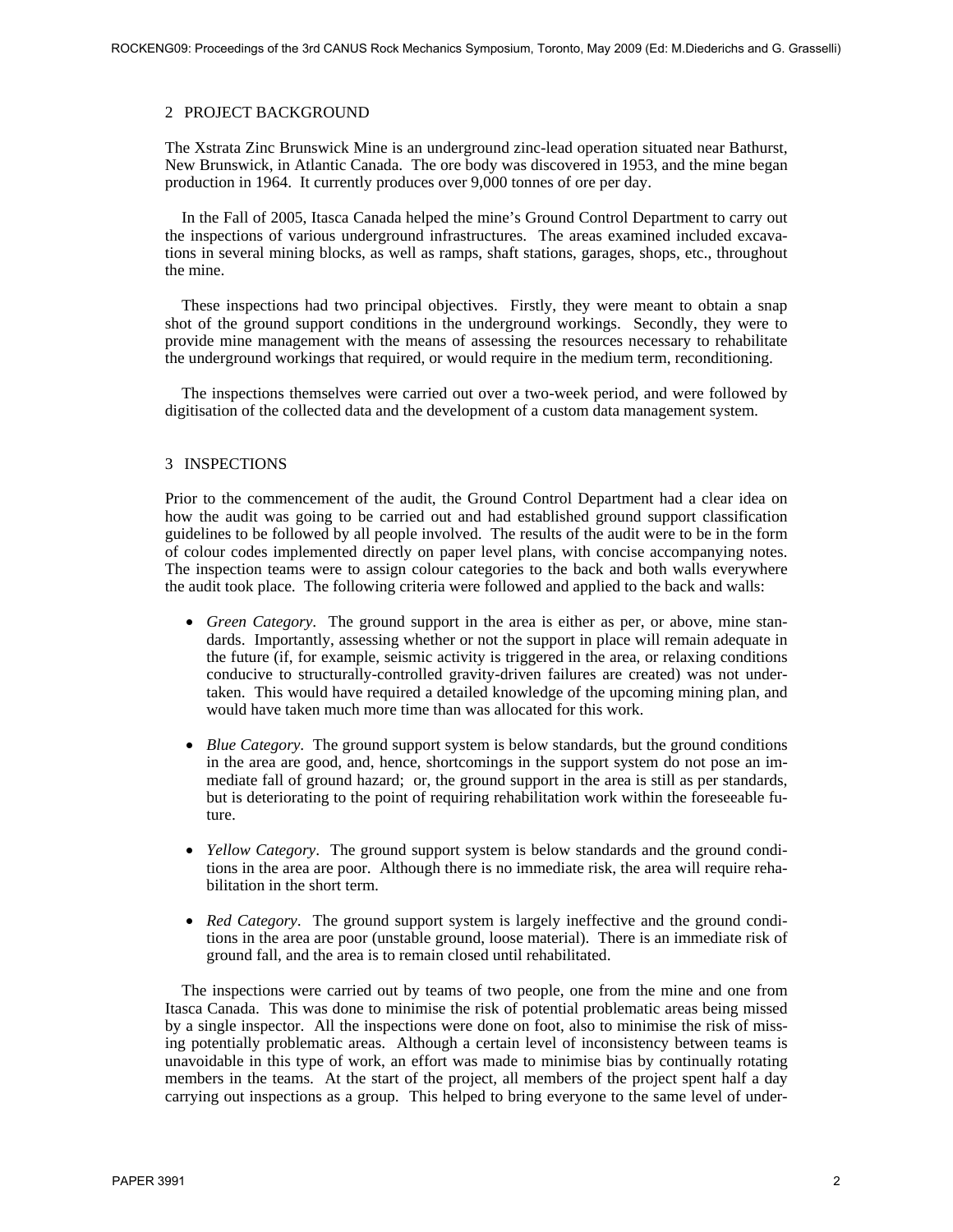## 2 PROJECT BACKGROUND

The Xstrata Zinc Brunswick Mine is an underground zinc-lead operation situated near Bathurst, New Brunswick, in Atlantic Canada. The ore body was discovered in 1953, and the mine began production in 1964. It currently produces over 9,000 tonnes of ore per day.

In the Fall of 2005, Itasca Canada helped the mine's Ground Control Department to carry out the inspections of various underground infrastructures. The areas examined included excavations in several mining blocks, as well as ramps, shaft stations, garages, shops, etc., throughout the mine.

These inspections had two principal objectives. Firstly, they were meant to obtain a snap shot of the ground support conditions in the underground workings. Secondly, they were to provide mine management with the means of assessing the resources necessary to rehabilitate the underground workings that required, or would require in the medium term, reconditioning.

The inspections themselves were carried out over a two-week period, and were followed by digitisation of the collected data and the development of a custom data management system.

## 3 INSPECTIONS

Prior to the commencement of the audit, the Ground Control Department had a clear idea on how the audit was going to be carried out and had established ground support classification guidelines to be followed by all people involved. The results of the audit were to be in the form of colour codes implemented directly on paper level plans, with concise accompanying notes. The inspection teams were to assign colour categories to the back and both walls everywhere the audit took place. The following criteria were followed and applied to the back and walls:

- *Green Category*. The ground support in the area is either as per, or above, mine standards. Importantly, assessing whether or not the support in place will remain adequate in the future (if, for example, seismic activity is triggered in the area, or relaxing conditions conducive to structurally-controlled gravity-driven failures are created) was not undertaken. This would have required a detailed knowledge of the upcoming mining plan, and would have taken much more time than was allocated for this work.
- *Blue Category*. The ground support system is below standards, but the ground conditions in the area are good, and, hence, shortcomings in the support system do not pose an immediate fall of ground hazard; or, the ground support in the area is still as per standards, but is deteriorating to the point of requiring rehabilitation work within the foreseeable future.
- *Yellow Category*. The ground support system is below standards and the ground conditions in the area are poor. Although there is no immediate risk, the area will require rehabilitation in the short term.
- *Red Category*. The ground support system is largely ineffective and the ground conditions in the area are poor (unstable ground, loose material). There is an immediate risk of ground fall, and the area is to remain closed until rehabilitated.

The inspections were carried out by teams of two people, one from the mine and one from Itasca Canada. This was done to minimise the risk of potential problematic areas being missed by a single inspector. All the inspections were done on foot, also to minimise the risk of missing potentially problematic areas. Although a certain level of inconsistency between teams is unavoidable in this type of work, an effort was made to minimise bias by continually rotating members in the teams. At the start of the project, all members of the project spent half a day carrying out inspections as a group. This helped to bring everyone to the same level of under-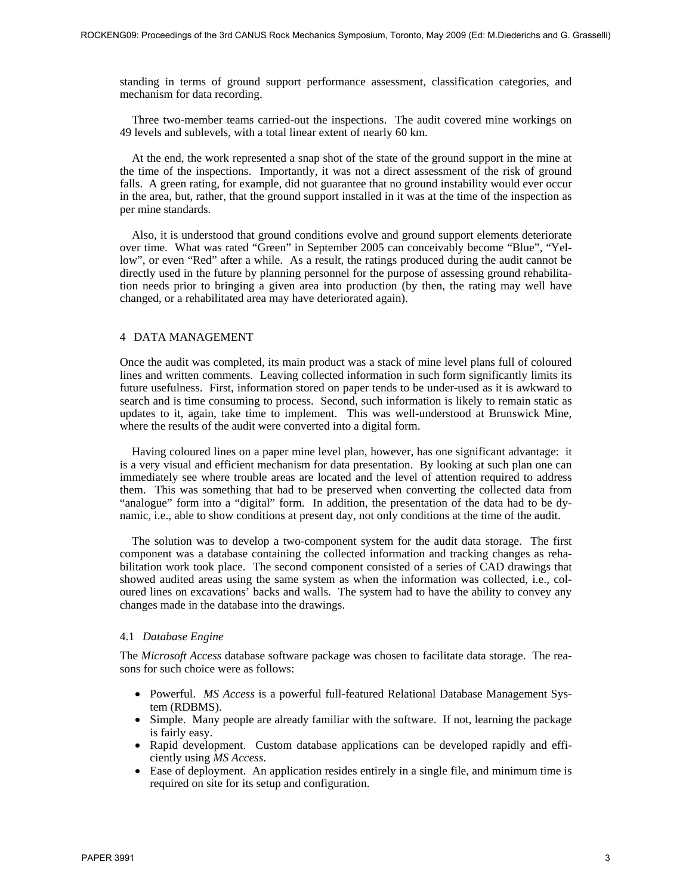standing in terms of ground support performance assessment, classification categories, and mechanism for data recording.

Three two-member teams carried-out the inspections. The audit covered mine workings on 49 levels and sublevels, with a total linear extent of nearly 60 km.

At the end, the work represented a snap shot of the state of the ground support in the mine at the time of the inspections. Importantly, it was not a direct assessment of the risk of ground falls. A green rating, for example, did not guarantee that no ground instability would ever occur in the area, but, rather, that the ground support installed in it was at the time of the inspection as per mine standards.

Also, it is understood that ground conditions evolve and ground support elements deteriorate over time. What was rated "Green" in September 2005 can conceivably become "Blue", "Yellow", or even "Red" after a while. As a result, the ratings produced during the audit cannot be directly used in the future by planning personnel for the purpose of assessing ground rehabilitation needs prior to bringing a given area into production (by then, the rating may well have changed, or a rehabilitated area may have deteriorated again).

## 4 DATA MANAGEMENT

Once the audit was completed, its main product was a stack of mine level plans full of coloured lines and written comments. Leaving collected information in such form significantly limits its future usefulness. First, information stored on paper tends to be under-used as it is awkward to search and is time consuming to process. Second, such information is likely to remain static as updates to it, again, take time to implement. This was well-understood at Brunswick Mine, where the results of the audit were converted into a digital form.

Having coloured lines on a paper mine level plan, however, has one significant advantage: it is a very visual and efficient mechanism for data presentation. By looking at such plan one can immediately see where trouble areas are located and the level of attention required to address them. This was something that had to be preserved when converting the collected data from "analogue" form into a "digital" form. In addition, the presentation of the data had to be dynamic, i.e., able to show conditions at present day, not only conditions at the time of the audit.

The solution was to develop a two-component system for the audit data storage. The first component was a database containing the collected information and tracking changes as rehabilitation work took place. The second component consisted of a series of CAD drawings that showed audited areas using the same system as when the information was collected, i.e., coloured lines on excavations' backs and walls. The system had to have the ability to convey any changes made in the database into the drawings.

### 4.1 *Database Engine*

The *Microsoft Access* database software package was chosen to facilitate data storage. The reasons for such choice were as follows:

- Powerful. *MS Access* is a powerful full-featured Relational Database Management System (RDBMS).
- Simple. Many people are already familiar with the software. If not, learning the package is fairly easy.
- Rapid development. Custom database applications can be developed rapidly and efficiently using *MS Access*.
- Ease of deployment. An application resides entirely in a single file, and minimum time is required on site for its setup and configuration.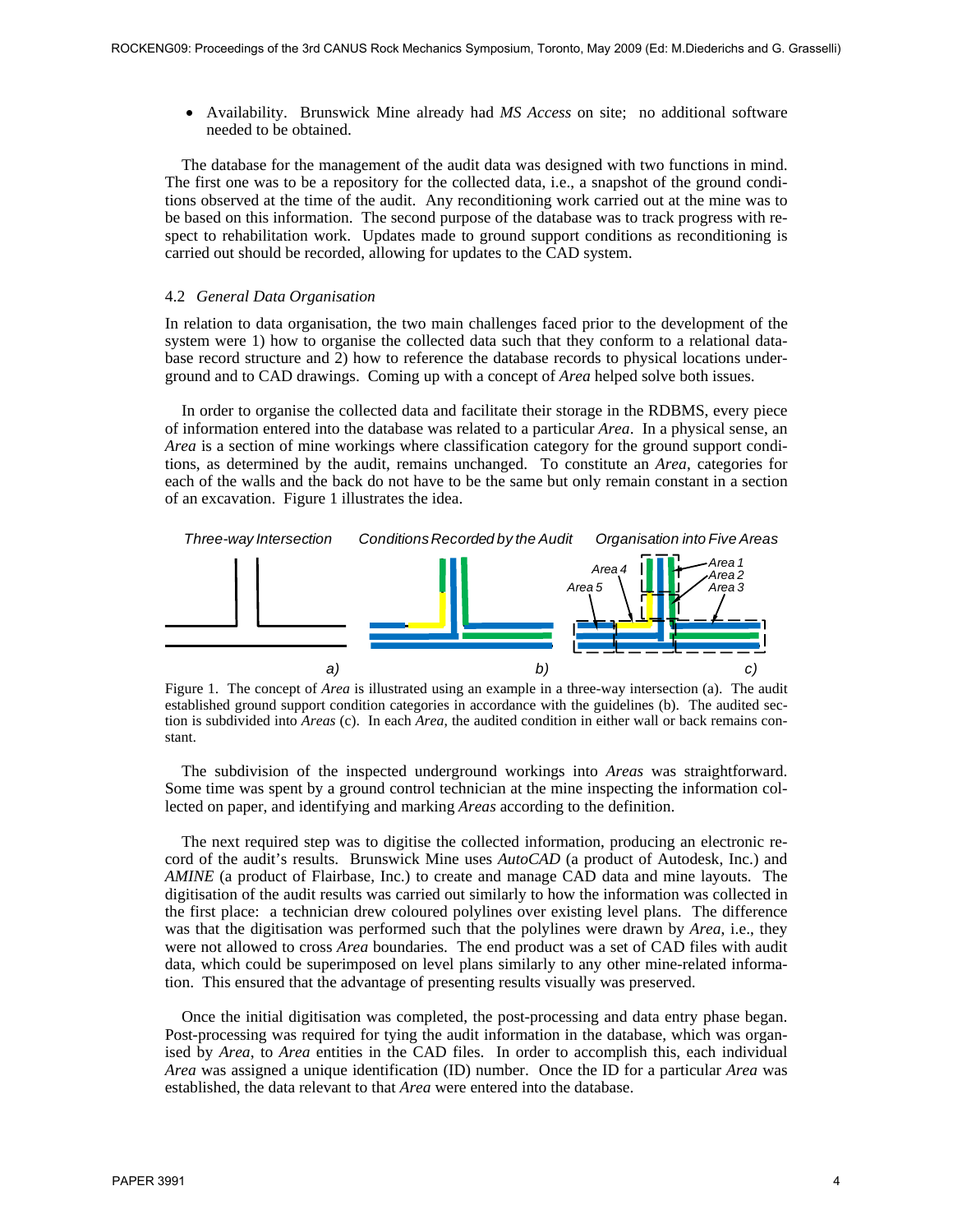- Availability. Brunswick Mine already had *MS Access* on site; no additional software needed to be obtained.

The database for the management of the audit data was designed with two functions in mind. The first one was to be a repository for the collected data, i.e., a snapshot of the ground conditions observed at the time of the audit. Any reconditioning work carried out at the mine was to be based on this information. The second purpose of the database was to track progress with respect to rehabilitation work. Updates made to ground support conditions as reconditioning is carried out should be recorded, allowing for updates to the CAD system.

### 4.2 *General Data Organisation*

In relation to data organisation, the two main challenges faced prior to the development of the system were 1) how to organise the collected data such that they conform to a relational database record structure and 2) how to reference the database records to physical locations underground and to CAD drawings. Coming up with a concept of *Area* helped solve both issues.

In order to organise the collected data and facilitate their storage in the RDBMS, every piece of information entered into the database was related to a particular *Area*. In a physical sense, an *Area* is a section of mine workings where classification category for the ground support conditions, as determined by the audit, remains unchanged. To constitute an *Area*, categories for each of the walls and the back do not have to be the same but only remain constant in a section of an excavation. Figure 1 illustrates the idea.

Figure 1. The concept of *Area* is illustrated using an example in a three-way intersection (a). The audit established ground support condition categories in accordance with the guidelines (b). The audited section is subdivided into *Areas* (c). In each *Area*, the audited condition in either wall or back remains constant.

The subdivision of the inspected underground workings into *Areas* was straightforward. Some time was spent by a ground control technician at the mine inspecting the information collected on paper, and identifying and marking *Areas* according to the definition.

The next required step was to digitise the collected information, producing an electronic record of the audit's results. Brunswick Mine uses *AutoCAD* (a product of Autodesk, Inc.) and *AMINE* (a product of Flairbase, Inc.) to create and manage CAD data and mine layouts. The digitisation of the audit results was carried out similarly to how the information was collected in the first place: a technician drew coloured polylines over existing level plans. The difference was that the digitisation was performed such that the polylines were drawn by *Area*, i.e., they were not allowed to cross *Area* boundaries. The end product was a set of CAD files with audit data, which could be superimposed on level plans similarly to any other mine-related information. This ensured that the advantage of presenting results visually was preserved.

Once the initial digitisation was completed, the post-processing and data entry phase began. Post-processing was required for tying the audit information in the database, which was organised by *Area*, to *Area* entities in the CAD files. In order to accomplish this, each individual *Area* was assigned a unique identification (ID) number. Once the ID for a particular *Area* was established, the data relevant to that *Area* were entered into the database.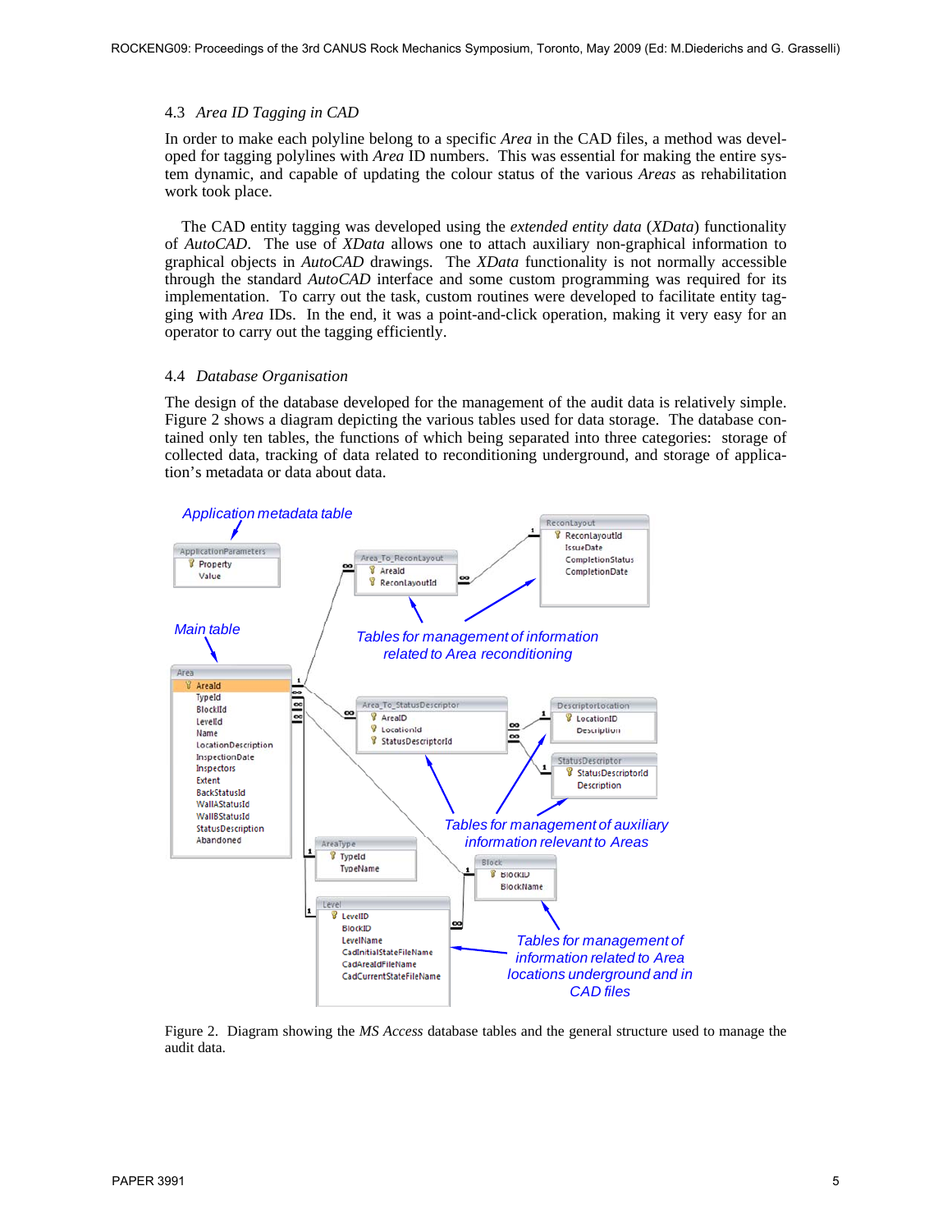### 4.3 *Area ID Tagging in CAD*

In order to make each polyline belong to a specific *Area* in the CAD files, a method was developed for tagging polylines with *Area* ID numbers. This was essential for making the entire system dynamic, and capable of updating the colour status of the various *Areas* as rehabilitation work took place.

The CAD entity tagging was developed using the *extended entity data* (*XData*) functionality of *AutoCAD*. The use of *XData* allows one to attach auxiliary non-graphical information to graphical objects in *AutoCAD* drawings. The *XData* functionality is not normally accessible through the standard *AutoCAD* interface and some custom programming was required for its implementation. To carry out the task, custom routines were developed to facilitate entity tagging with *Area* IDs. In the end, it was a point-and-click operation, making it very easy for an operator to carry out the tagging efficiently.

### 4.4 *Database Organisation*

The design of the database developed for the management of the audit data is relatively simple. Figure 2 shows a diagram depicting the various tables used for data storage. The database contained only ten tables, the functions of which being separated into three categories: storage of collected data, tracking of data related to reconditioning underground, and storage of application's metadata or data about data.

Figure 2. Diagram showing the *MS Access* database tables and the general structure used to manage the audit data.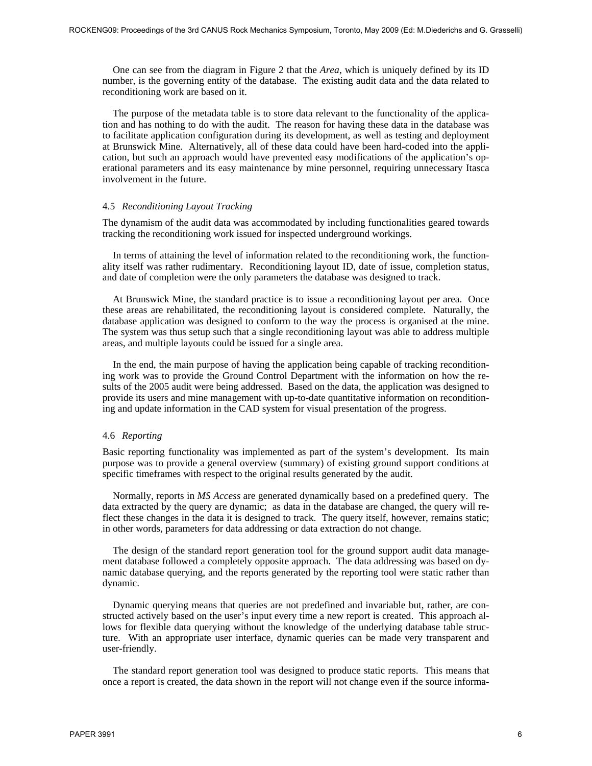One can see from the diagram in Figure 2 that the *Area*, which is uniquely defined by its ID number, is the governing entity of the database. The existing audit data and the data related to reconditioning work are based on it.

The purpose of the metadata table is to store data relevant to the functionality of the application and has nothing to do with the audit. The reason for having these data in the database was to facilitate application configuration during its development, as well as testing and deployment at Brunswick Mine. Alternatively, all of these data could have been hard-coded into the application, but such an approach would have prevented easy modifications of the application's operational parameters and its easy maintenance by mine personnel, requiring unnecessary Itasca involvement in the future.

### 4.5 *Reconditioning Layout Tracking*

The dynamism of the audit data was accommodated by including functionalities geared towards tracking the reconditioning work issued for inspected underground workings.

In terms of attaining the level of information related to the reconditioning work, the functionality itself was rather rudimentary. Reconditioning layout ID, date of issue, completion status, and date of completion were the only parameters the database was designed to track.

At Brunswick Mine, the standard practice is to issue a reconditioning layout per area. Once these areas are rehabilitated, the reconditioning layout is considered complete. Naturally, the database application was designed to conform to the way the process is organised at the mine. The system was thus setup such that a single reconditioning layout was able to address multiple areas, and multiple layouts could be issued for a single area.

In the end, the main purpose of having the application being capable of tracking reconditioning work was to provide the Ground Control Department with the information on how the results of the 2005 audit were being addressed. Based on the data, the application was designed to provide its users and mine management with up-to-date quantitative information on reconditioning and update information in the CAD system for visual presentation of the progress.

### 4.6 *Reporting*

Basic reporting functionality was implemented as part of the system's development. Its main purpose was to provide a general overview (summary) of existing ground support conditions at specific timeframes with respect to the original results generated by the audit.

Normally, reports in *MS Access* are generated dynamically based on a predefined query. The data extracted by the query are dynamic; as data in the database are changed, the query will reflect these changes in the data it is designed to track. The query itself, however, remains static; in other words, parameters for data addressing or data extraction do not change.

The design of the standard report generation tool for the ground support audit data management database followed a completely opposite approach. The data addressing was based on dynamic database querying, and the reports generated by the reporting tool were static rather than dynamic.

Dynamic querying means that queries are not predefined and invariable but, rather, are constructed actively based on the user's input every time a new report is created. This approach allows for flexible data querying without the knowledge of the underlying database table structure. With an appropriate user interface, dynamic queries can be made very transparent and user-friendly.

The standard report generation tool was designed to produce static reports. This means that once a report is created, the data shown in the report will not change even if the source informa-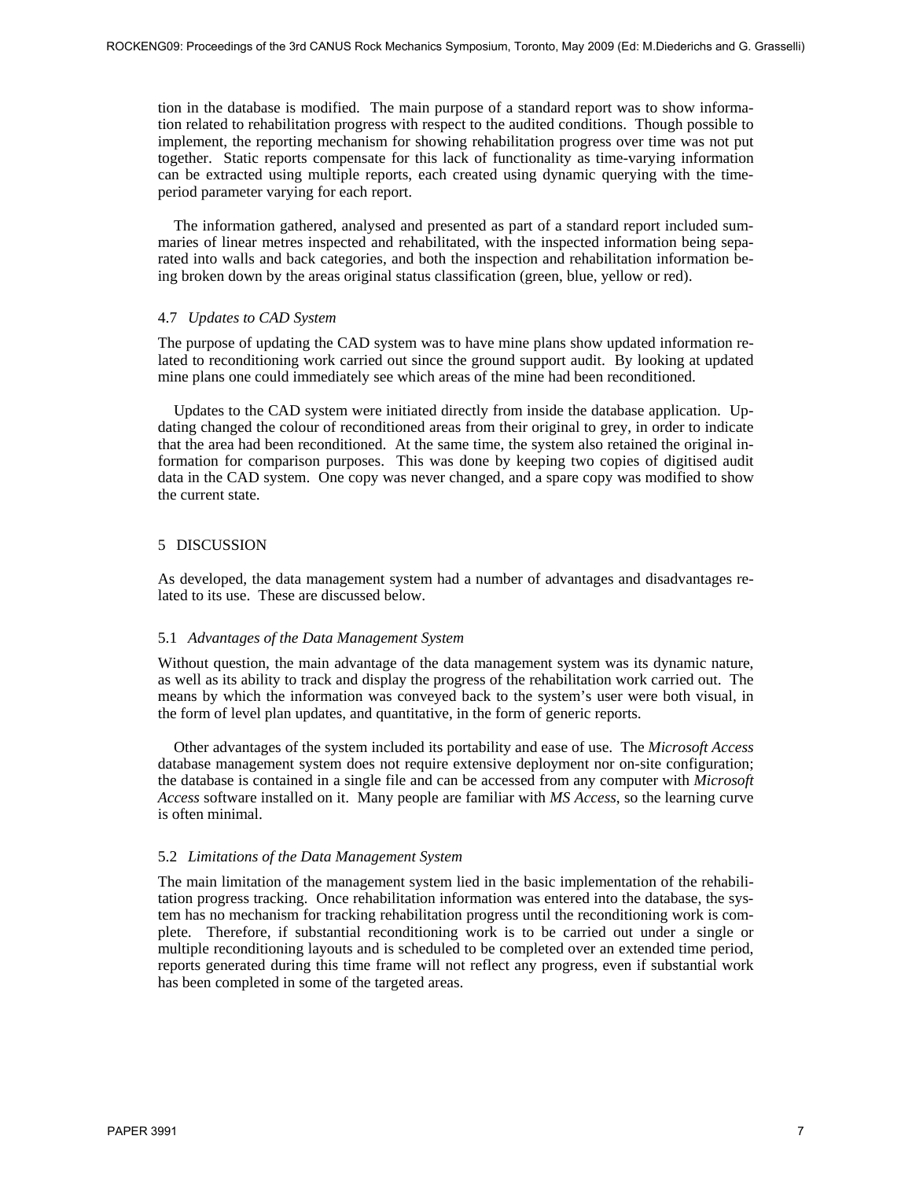tion in the database is modified. The main purpose of a standard report was to show information related to rehabilitation progress with respect to the audited conditions. Though possible to implement, the reporting mechanism for showing rehabilitation progress over time was not put together. Static reports compensate for this lack of functionality as time-varying information can be extracted using multiple reports, each created using dynamic querying with the time-period parameter varying for each report.

The information gathered, analysed and presented as part of a standard report included summaries of linear metres inspected and rehabilitated, with the inspected information being separated into walls and back categories, and both the inspection and rehabilitation information being broken down by the areas original status classification (green, blue, yellow or red).

### 4.7 *Updates to CAD System*

The purpose of updating the CAD system was to have mine plans show updated information related to reconditioning work carried out since the ground support audit. By looking at updated mine plans one could immediately see which areas of the mine had been reconditioned.

Updates to the CAD system were initiated directly from inside the database application. Updating changed the colour of reconditioned areas from their original to grey, in order to indicate that the area had been reconditioned. At the same time, the system also retained the original information for comparison purposes. This was done by keeping two copies of digitised audit data in the CAD system. One copy was never changed, and a spare copy was modified to show the current state.

## 5 DISCUSSION

As developed, the data management system had a number of advantages and disadvantages related to its use. These are discussed below.

### 5.1 *Advantages of the Data Management System*

Without question, the main advantage of the data management system was its dynamic nature, as well as its ability to track and display the progress of the rehabilitation work carried out. The means by which the information was conveyed back to the system's user were both visual, in the form of level plan updates, and quantitative, in the form of generic reports.

Other advantages of the system included its portability and ease of use. The *Microsoft Access* database management system does not require extensive deployment nor on-site configuration; the database is contained in a single file and can be accessed from any computer with *Microsoft Access* software installed on it. Many people are familiar with *MS Access*, so the learning curve is often minimal.

### 5.2 *Limitations of the Data Management System*

The main limitation of the management system lied in the basic implementation of the rehabilitation progress tracking. Once rehabilitation information was entered into the database, the system has no mechanism for tracking rehabilitation progress until the reconditioning work is complete. Therefore, if substantial reconditioning work is to be carried out under a single or multiple reconditioning layouts and is scheduled to be completed over an extended time period, reports generated during this time frame will not reflect any progress, even if substantial work has been completed in some of the targeted areas.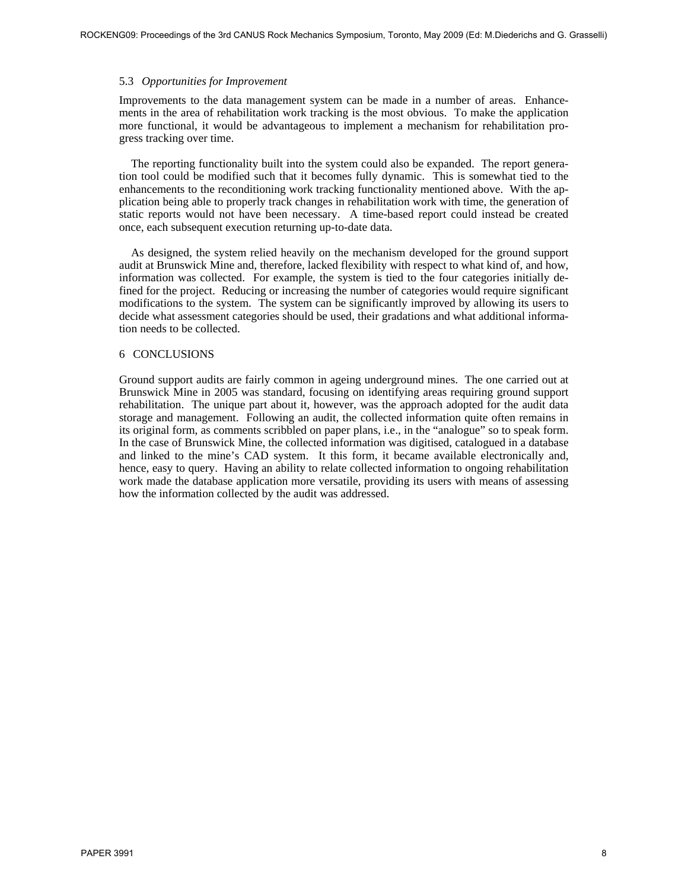### 5.3 *Opportunities for Improvement*

Improvements to the data management system can be made in a number of areas. Enhancements in the area of rehabilitation work tracking is the most obvious. To make the application more functional, it would be advantageous to implement a mechanism for rehabilitation progress tracking over time.

The reporting functionality built into the system could also be expanded. The report generation tool could be modified such that it becomes fully dynamic. This is somewhat tied to the enhancements to the reconditioning work tracking functionality mentioned above. With the application being able to properly track changes in rehabilitation work with time, the generation of static reports would not have been necessary. A time-based report could instead be created once, each subsequent execution returning up-to-date data.

As designed, the system relied heavily on the mechanism developed for the ground support audit at Brunswick Mine and, therefore, lacked flexibility with respect to what kind of, and how, information was collected. For example, the system is tied to the four categories initially defined for the project. Reducing or increasing the number of categories would require significant modifications to the system. The system can be significantly improved by allowing its users to decide what assessment categories should be used, their gradations and what additional information needs to be collected.

## 6 CONCLUSIONS

Ground support audits are fairly common in ageing underground mines. The one carried out at Brunswick Mine in 2005 was standard, focusing on identifying areas requiring ground support rehabilitation. The unique part about it, however, was the approach adopted for the audit data storage and management. Following an audit, the collected information quite often remains in its original form, as comments scribbled on paper plans, i.e., in the "analogue" so to speak form. In the case of Brunswick Mine, the collected information was digitised, catalogued in a database and linked to the mine's CAD system. It this form, it became available electronically and, hence, easy to query. Having an ability to relate collected information to ongoing rehabilitation work made the database application more versatile, providing its users with means of assessing how the information collected by the audit was addressed.